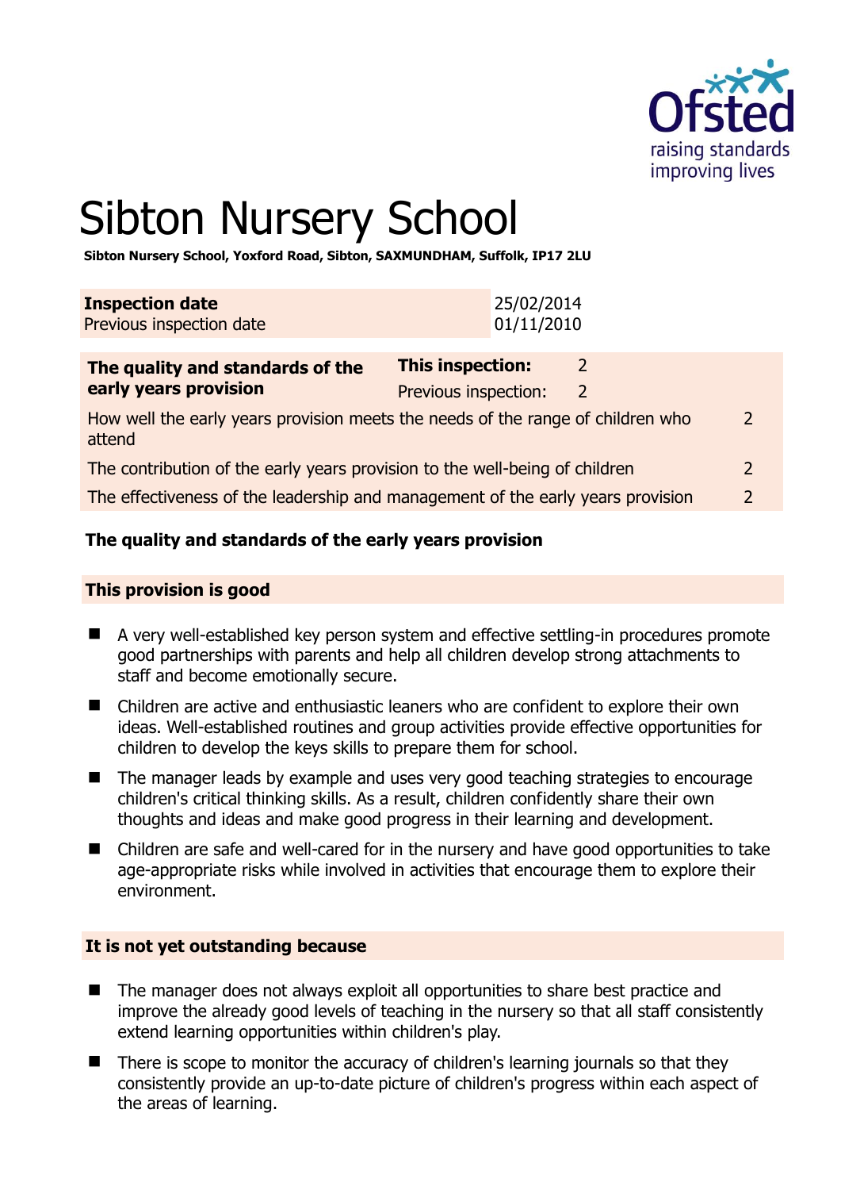# Sibton Nursery School

**Sibton Nursery School, Yoxford Road, Sibton, SAXMUNDHAM, Suffolk, IP17 2LU**

| **Inspection date** | 25/02/2014 |
|---|---|
| Previous inspection date | 01/11/2010 |

| **The quality and standards of the early years provision** | **This inspection:** | 2 |
|---|---|---|
| | Previous inspection: | 2 |
| How well the early years provision meets the needs of the range of children who attend | | 2 |
| The contribution of the early years provision to the well-being of children | | 2 |
| The effectiveness of the leadership and management of the early years provision | | 2 |

## The quality and standards of the early years provision

### This provision is good

- A very well-established key person system and effective settling-in procedures promote good partnerships with parents and help all children develop strong attachments to staff and become emotionally secure.
- Children are active and enthusiastic leaners who are confident to explore their own ideas. Well-established routines and group activities provide effective opportunities for children to develop the keys skills to prepare them for school.
- The manager leads by example and uses very good teaching strategies to encourage children's critical thinking skills. As a result, children confidently share their own thoughts and ideas and make good progress in their learning and development.
- Children are safe and well-cared for in the nursery and have good opportunities to take age-appropriate risks while involved in activities that encourage them to explore their environment.

### It is not yet outstanding because

- The manager does not always exploit all opportunities to share best practice and improve the already good levels of teaching in the nursery so that all staff consistently extend learning opportunities within children's play.
- There is scope to monitor the accuracy of children's learning journals so that they consistently provide an up-to-date picture of children's progress within each aspect of the areas of learning.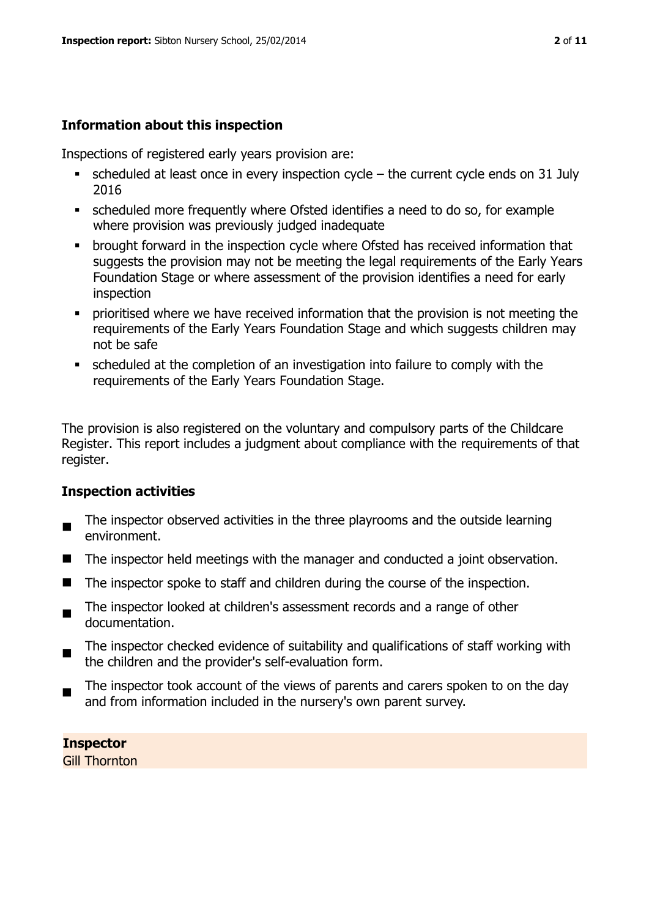## Information about this inspection

Inspections of registered early years provision are:

- scheduled at least once in every inspection cycle – the current cycle ends on 31 July 2016
- scheduled more frequently where Ofsted identifies a need to do so, for example where provision was previously judged inadequate
- brought forward in the inspection cycle where Ofsted has received information that suggests the provision may not be meeting the legal requirements of the Early Years Foundation Stage or where assessment of the provision identifies a need for early inspection
- prioritised where we have received information that the provision is not meeting the requirements of the Early Years Foundation Stage and which suggests children may not be safe
- scheduled at the completion of an investigation into failure to comply with the requirements of the Early Years Foundation Stage.

The provision is also registered on the voluntary and compulsory parts of the Childcare Register. This report includes a judgment about compliance with the requirements of that register.

## Inspection activities

- The inspector observed activities in the three playrooms and the outside learning environment.
- The inspector held meetings with the manager and conducted a joint observation.
- The inspector spoke to staff and children during the course of the inspection.
- The inspector looked at children's assessment records and a range of other documentation.
- The inspector checked evidence of suitability and qualifications of staff working with the children and the provider's self-evaluation form.
- The inspector took account of the views of parents and carers spoken to on the day and from information included in the nursery's own parent survey.

**Inspector**

Gill Thornton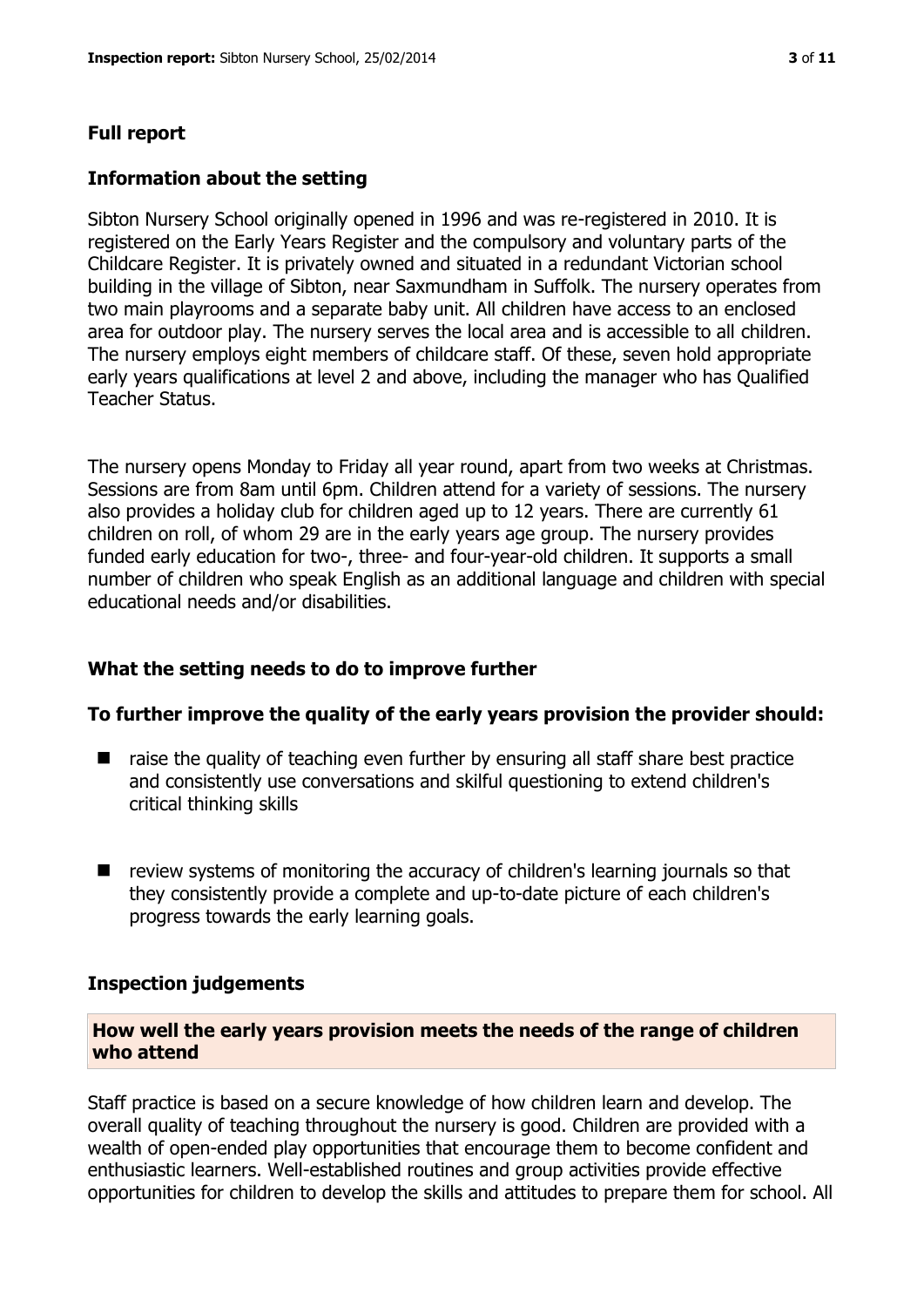## Full report

### Information about the setting

Sibton Nursery School originally opened in 1996 and was re-registered in 2010. It is registered on the Early Years Register and the compulsory and voluntary parts of the Childcare Register. It is privately owned and situated in a redundant Victorian school building in the village of Sibton, near Saxmundham in Suffolk. The nursery operates from two main playrooms and a separate baby unit. All children have access to an enclosed area for outdoor play. The nursery serves the local area and is accessible to all children. The nursery employs eight members of childcare staff. Of these, seven hold appropriate early years qualifications at level 2 and above, including the manager who has Qualified Teacher Status.

The nursery opens Monday to Friday all year round, apart from two weeks at Christmas. Sessions are from 8am until 6pm. Children attend for a variety of sessions. The nursery also provides a holiday club for children aged up to 12 years. There are currently 61 children on roll, of whom 29 are in the early years age group. The nursery provides funded early education for two-, three- and four-year-old children. It supports a small number of children who speak English as an additional language and children with special educational needs and/or disabilities.

### What the setting needs to do to improve further

#### To further improve the quality of the early years provision the provider should:

- raise the quality of teaching even further by ensuring all staff share best practice and consistently use conversations and skilful questioning to extend children's critical thinking skills
- review systems of monitoring the accuracy of children's learning journals so that they consistently provide a complete and up-to-date picture of each children's progress towards the early learning goals.

### Inspection judgements

#### How well the early years provision meets the needs of the range of children who attend

Staff practice is based on a secure knowledge of how children learn and develop. The overall quality of teaching throughout the nursery is good. Children are provided with a wealth of open-ended play opportunities that encourage them to become confident and enthusiastic learners. Well-established routines and group activities provide effective opportunities for children to develop the skills and attitudes to prepare them for school. All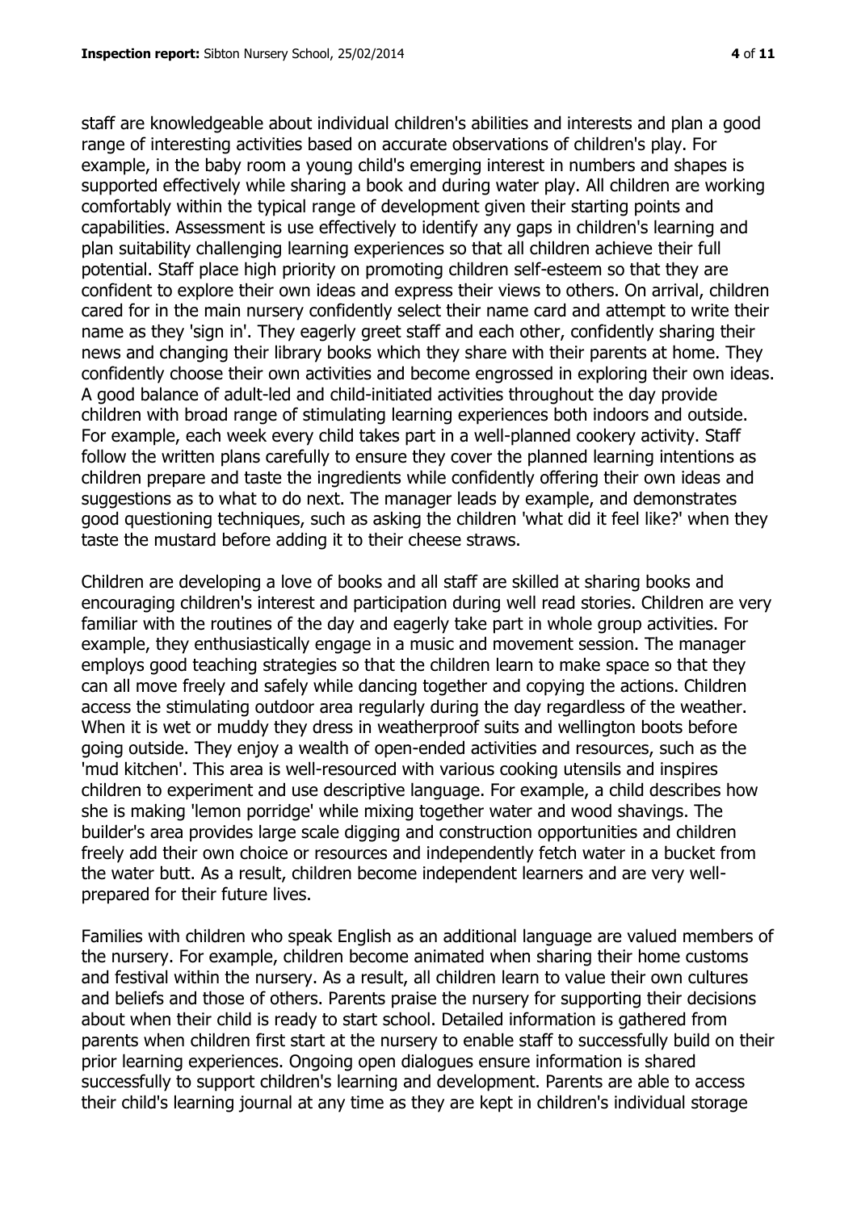staff are knowledgeable about individual children's abilities and interests and plan a good range of interesting activities based on accurate observations of children's play. For example, in the baby room a young child's emerging interest in numbers and shapes is supported effectively while sharing a book and during water play. All children are working comfortably within the typical range of development given their starting points and capabilities. Assessment is use effectively to identify any gaps in children's learning and plan suitability challenging learning experiences so that all children achieve their full potential. Staff place high priority on promoting children self-esteem so that they are confident to explore their own ideas and express their views to others. On arrival, children cared for in the main nursery confidently select their name card and attempt to write their name as they 'sign in'. They eagerly greet staff and each other, confidently sharing their news and changing their library books which they share with their parents at home. They confidently choose their own activities and become engrossed in exploring their own ideas. A good balance of adult-led and child-initiated activities throughout the day provide children with broad range of stimulating learning experiences both indoors and outside. For example, each week every child takes part in a well-planned cookery activity. Staff follow the written plans carefully to ensure they cover the planned learning intentions as children prepare and taste the ingredients while confidently offering their own ideas and suggestions as to what to do next. The manager leads by example, and demonstrates good questioning techniques, such as asking the children 'what did it feel like?' when they taste the mustard before adding it to their cheese straws.

Children are developing a love of books and all staff are skilled at sharing books and encouraging children's interest and participation during well read stories. Children are very familiar with the routines of the day and eagerly take part in whole group activities. For example, they enthusiastically engage in a music and movement session. The manager employs good teaching strategies so that the children learn to make space so that they can all move freely and safely while dancing together and copying the actions. Children access the stimulating outdoor area regularly during the day regardless of the weather. When it is wet or muddy they dress in weatherproof suits and wellington boots before going outside. They enjoy a wealth of open-ended activities and resources, such as the 'mud kitchen'. This area is well-resourced with various cooking utensils and inspires children to experiment and use descriptive language. For example, a child describes how she is making 'lemon porridge' while mixing together water and wood shavings. The builder's area provides large scale digging and construction opportunities and children freely add their own choice or resources and independently fetch water in a bucket from the water butt. As a result, children become independent learners and are very well-prepared for their future lives.

Families with children who speak English as an additional language are valued members of the nursery. For example, children become animated when sharing their home customs and festival within the nursery. As a result, all children learn to value their own cultures and beliefs and those of others. Parents praise the nursery for supporting their decisions about when their child is ready to start school. Detailed information is gathered from parents when children first start at the nursery to enable staff to successfully build on their prior learning experiences. Ongoing open dialogues ensure information is shared successfully to support children's learning and development. Parents are able to access their child's learning journal at any time as they are kept in children's individual storage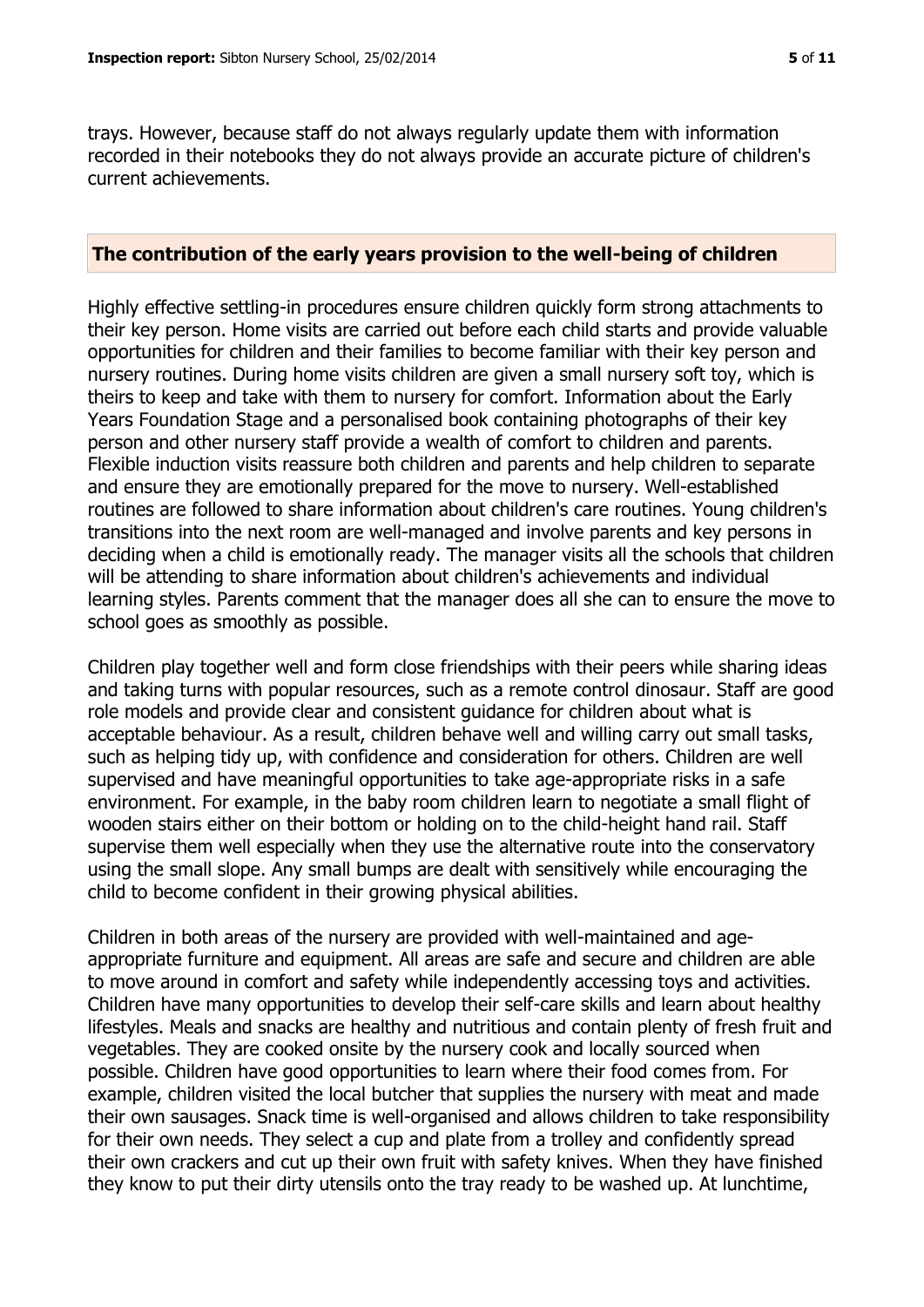trays. However, because staff do not always regularly update them with information recorded in their notebooks they do not always provide an accurate picture of children's current achievements.

## The contribution of the early years provision to the well-being of children

Highly effective settling-in procedures ensure children quickly form strong attachments to their key person. Home visits are carried out before each child starts and provide valuable opportunities for children and their families to become familiar with their key person and nursery routines. During home visits children are given a small nursery soft toy, which is theirs to keep and take with them to nursery for comfort. Information about the Early Years Foundation Stage and a personalised book containing photographs of their key person and other nursery staff provide a wealth of comfort to children and parents. Flexible induction visits reassure both children and parents and help children to separate and ensure they are emotionally prepared for the move to nursery. Well-established routines are followed to share information about children's care routines. Young children's transitions into the next room are well-managed and involve parents and key persons in deciding when a child is emotionally ready. The manager visits all the schools that children will be attending to share information about children's achievements and individual learning styles. Parents comment that the manager does all she can to ensure the move to school goes as smoothly as possible.

Children play together well and form close friendships with their peers while sharing ideas and taking turns with popular resources, such as a remote control dinosaur. Staff are good role models and provide clear and consistent guidance for children about what is acceptable behaviour. As a result, children behave well and willing carry out small tasks, such as helping tidy up, with confidence and consideration for others. Children are well supervised and have meaningful opportunities to take age-appropriate risks in a safe environment. For example, in the baby room children learn to negotiate a small flight of wooden stairs either on their bottom or holding on to the child-height hand rail. Staff supervise them well especially when they use the alternative route into the conservatory using the small slope. Any small bumps are dealt with sensitively while encouraging the child to become confident in their growing physical abilities.

Children in both areas of the nursery are provided with well-maintained and age-appropriate furniture and equipment. All areas are safe and secure and children are able to move around in comfort and safety while independently accessing toys and activities. Children have many opportunities to develop their self-care skills and learn about healthy lifestyles. Meals and snacks are healthy and nutritious and contain plenty of fresh fruit and vegetables. They are cooked onsite by the nursery cook and locally sourced when possible. Children have good opportunities to learn where their food comes from. For example, children visited the local butcher that supplies the nursery with meat and made their own sausages. Snack time is well-organised and allows children to take responsibility for their own needs. They select a cup and plate from a trolley and confidently spread their own crackers and cut up their own fruit with safety knives. When they have finished they know to put their dirty utensils onto the tray ready to be washed up. At lunchtime,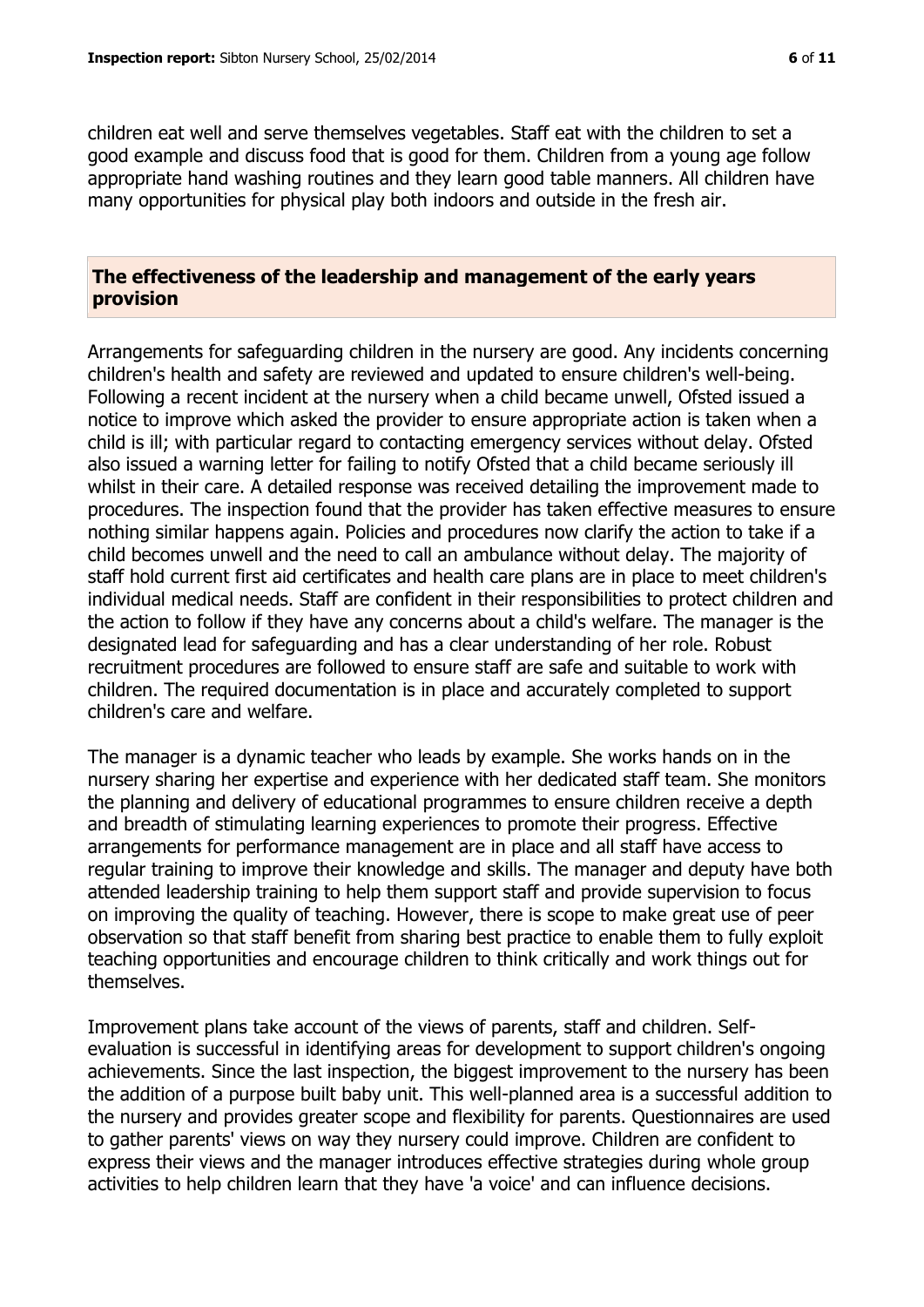children eat well and serve themselves vegetables. Staff eat with the children to set a good example and discuss food that is good for them. Children from a young age follow appropriate hand washing routines and they learn good table manners. All children have many opportunities for physical play both indoors and outside in the fresh air.

## The effectiveness of the leadership and management of the early years provision

Arrangements for safeguarding children in the nursery are good. Any incidents concerning children's health and safety are reviewed and updated to ensure children's well-being. Following a recent incident at the nursery when a child became unwell, Ofsted issued a notice to improve which asked the provider to ensure appropriate action is taken when a child is ill; with particular regard to contacting emergency services without delay. Ofsted also issued a warning letter for failing to notify Ofsted that a child became seriously ill whilst in their care. A detailed response was received detailing the improvement made to procedures. The inspection found that the provider has taken effective measures to ensure nothing similar happens again. Policies and procedures now clarify the action to take if a child becomes unwell and the need to call an ambulance without delay. The majority of staff hold current first aid certificates and health care plans are in place to meet children's individual medical needs. Staff are confident in their responsibilities to protect children and the action to follow if they have any concerns about a child's welfare. The manager is the designated lead for safeguarding and has a clear understanding of her role. Robust recruitment procedures are followed to ensure staff are safe and suitable to work with children. The required documentation is in place and accurately completed to support children's care and welfare.

The manager is a dynamic teacher who leads by example. She works hands on in the nursery sharing her expertise and experience with her dedicated staff team. She monitors the planning and delivery of educational programmes to ensure children receive a depth and breadth of stimulating learning experiences to promote their progress. Effective arrangements for performance management are in place and all staff have access to regular training to improve their knowledge and skills. The manager and deputy have both attended leadership training to help them support staff and provide supervision to focus on improving the quality of teaching. However, there is scope to make great use of peer observation so that staff benefit from sharing best practice to enable them to fully exploit teaching opportunities and encourage children to think critically and work things out for themselves.

Improvement plans take account of the views of parents, staff and children. Self-evaluation is successful in identifying areas for development to support children's ongoing achievements. Since the last inspection, the biggest improvement to the nursery has been the addition of a purpose built baby unit. This well-planned area is a successful addition to the nursery and provides greater scope and flexibility for parents. Questionnaires are used to gather parents' views on way they nursery could improve. Children are confident to express their views and the manager introduces effective strategies during whole group activities to help children learn that they have 'a voice' and can influence decisions.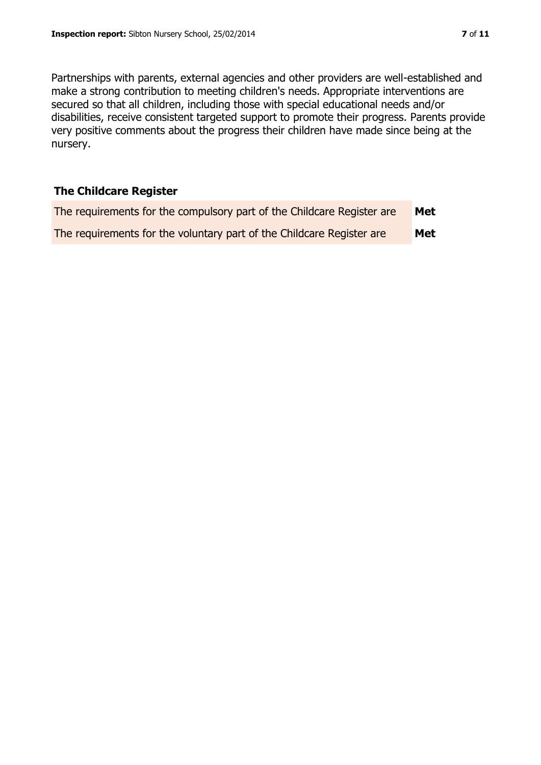Partnerships with parents, external agencies and other providers are well-established and make a strong contribution to meeting children's needs. Appropriate interventions are secured so that all children, including those with special educational needs and/or disabilities, receive consistent targeted support to promote their progress. Parents provide very positive comments about the progress their children have made since being at the nursery.

## The Childcare Register

| | |
|---|---|
| The requirements for the compulsory part of the Childcare Register are | **Met** |
| The requirements for the voluntary part of the Childcare Register are | **Met** |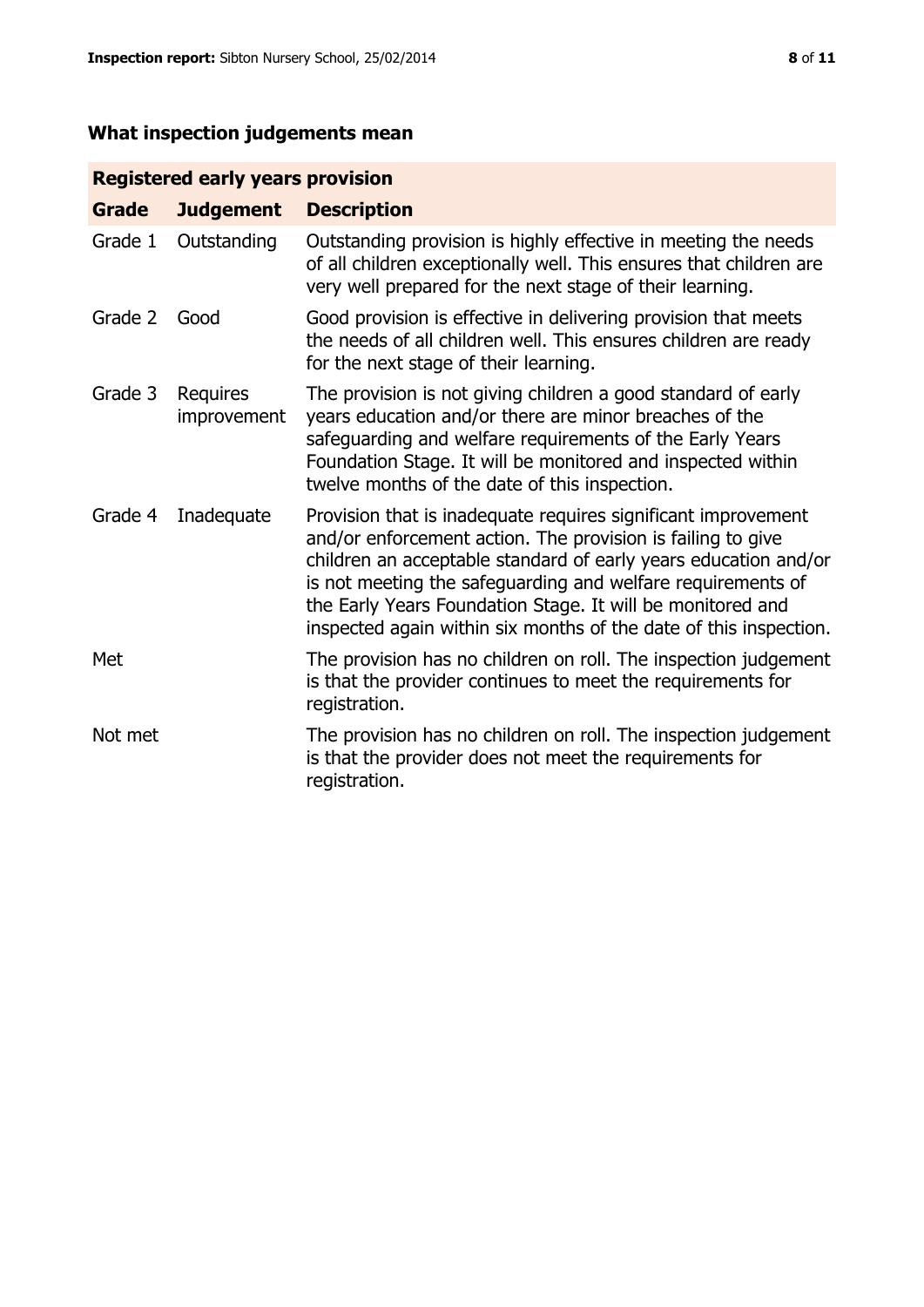## What inspection judgements mean

| Registered early years provision | | |
|---|---|---|
| **Grade** | **Judgement** | **Description** |
| Grade 1 | Outstanding | Outstanding provision is highly effective in meeting the needs of all children exceptionally well. This ensures that children are very well prepared for the next stage of their learning. |
| Grade 2 | Good | Good provision is effective in delivering provision that meets the needs of all children well. This ensures children are ready for the next stage of their learning. |
| Grade 3 | Requires improvement | The provision is not giving children a good standard of early years education and/or there are minor breaches of the safeguarding and welfare requirements of the Early Years Foundation Stage. It will be monitored and inspected within twelve months of the date of this inspection. |
| Grade 4 | Inadequate | Provision that is inadequate requires significant improvement and/or enforcement action. The provision is failing to give children an acceptable standard of early years education and/or is not meeting the safeguarding and welfare requirements of the Early Years Foundation Stage. It will be monitored and inspected again within six months of the date of this inspection. |
| Met | | The provision has no children on roll. The inspection judgement is that the provider continues to meet the requirements for registration. |
| Not met | | The provision has no children on roll. The inspection judgement is that the provider does not meet the requirements for registration. |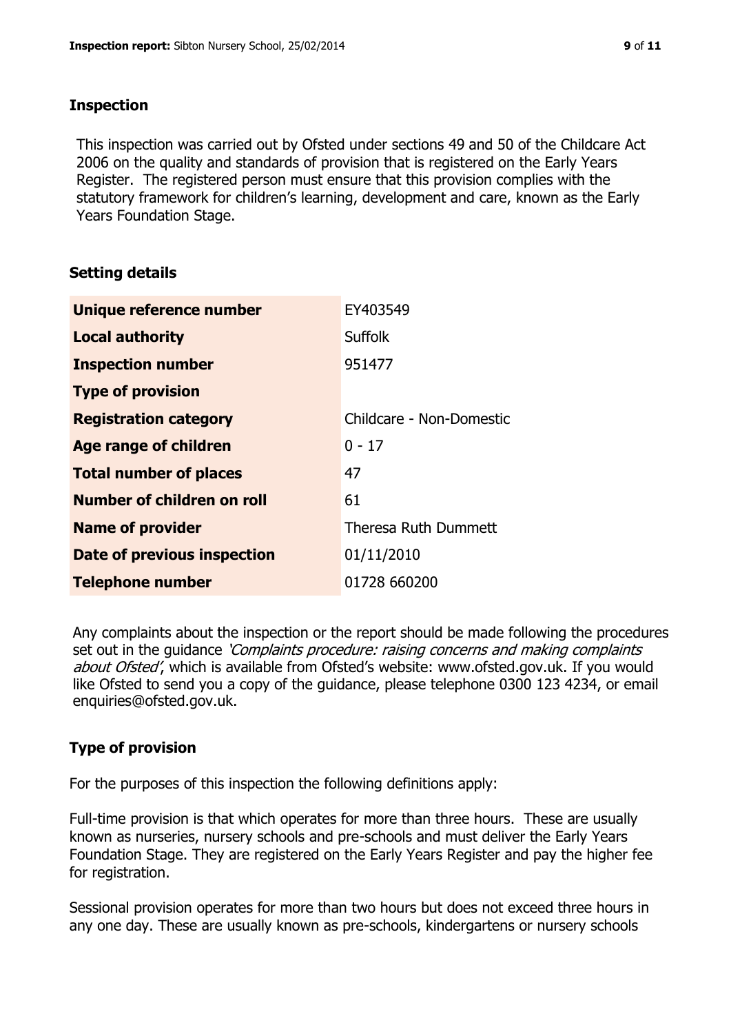## Inspection

This inspection was carried out by Ofsted under sections 49 and 50 of the Childcare Act 2006 on the quality and standards of provision that is registered on the Early Years Register. The registered person must ensure that this provision complies with the statutory framework for children's learning, development and care, known as the Early Years Foundation Stage.

## Setting details

| | |
|---|---|
| **Unique reference number** | EY403549 |
| **Local authority** | Suffolk |
| **Inspection number** | 951477 |
| **Type of provision** | |
| **Registration category** | Childcare - Non-Domestic |
| **Age range of children** | 0 - 17 |
| **Total number of places** | 47 |
| **Number of children on roll** | 61 |
| **Name of provider** | Theresa Ruth Dummett |
| **Date of previous inspection** | 01/11/2010 |
| **Telephone number** | 01728 660200 |

Any complaints about the inspection or the report should be made following the procedures set out in the guidance *'Complaints procedure: raising concerns and making complaints about Ofsted'*, which is available from Ofsted's website: www.ofsted.gov.uk. If you would like Ofsted to send you a copy of the guidance, please telephone 0300 123 4234, or email enquiries@ofsted.gov.uk.

## Type of provision

For the purposes of this inspection the following definitions apply:

Full-time provision is that which operates for more than three hours. These are usually known as nurseries, nursery schools and pre-schools and must deliver the Early Years Foundation Stage. They are registered on the Early Years Register and pay the higher fee for registration.

Sessional provision operates for more than two hours but does not exceed three hours in any one day. These are usually known as pre-schools, kindergartens or nursery schools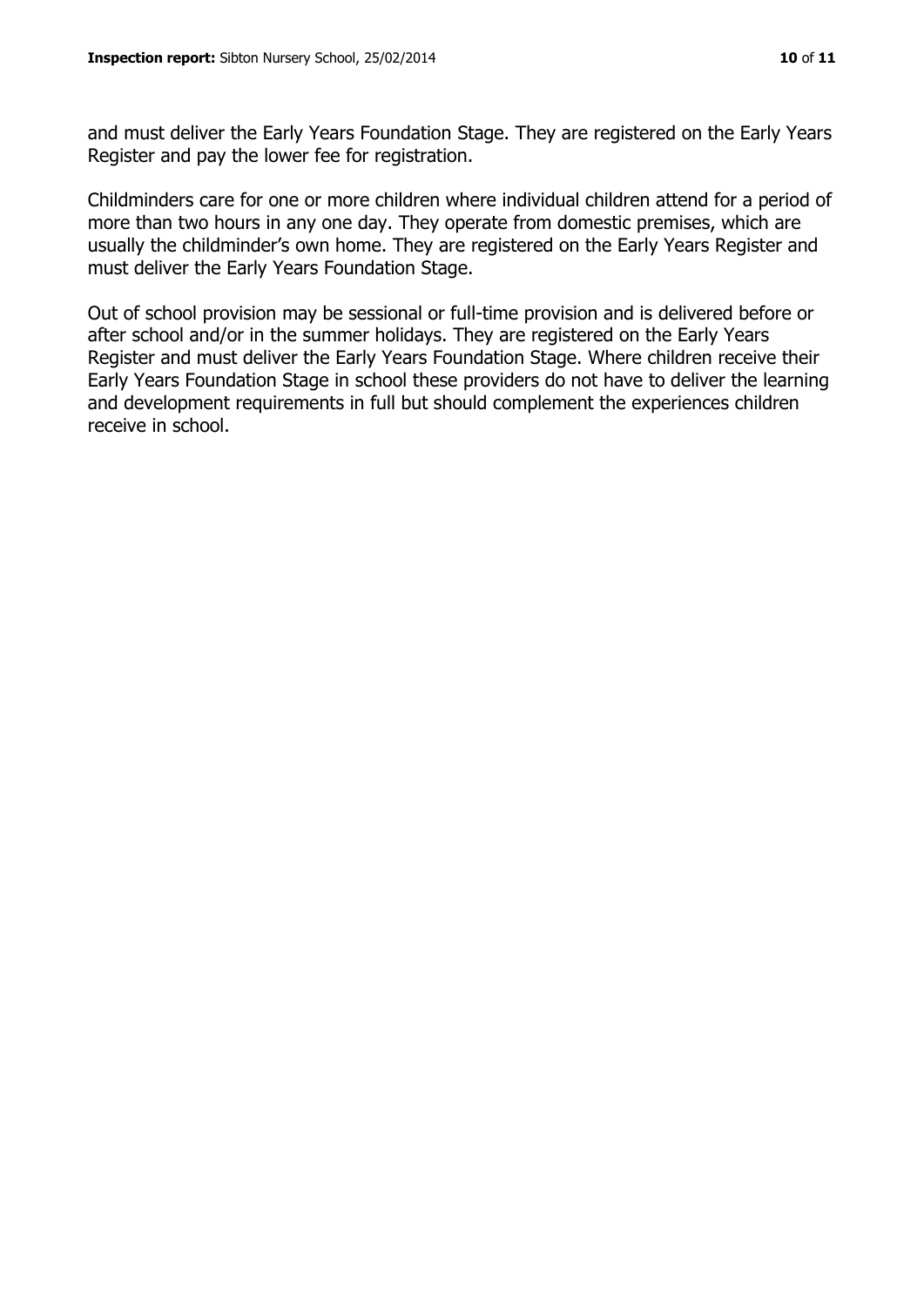and must deliver the Early Years Foundation Stage. They are registered on the Early Years Register and pay the lower fee for registration.

Childminders care for one or more children where individual children attend for a period of more than two hours in any one day. They operate from domestic premises, which are usually the childminder's own home. They are registered on the Early Years Register and must deliver the Early Years Foundation Stage.

Out of school provision may be sessional or full-time provision and is delivered before or after school and/or in the summer holidays. They are registered on the Early Years Register and must deliver the Early Years Foundation Stage. Where children receive their Early Years Foundation Stage in school these providers do not have to deliver the learning and development requirements in full but should complement the experiences children receive in school.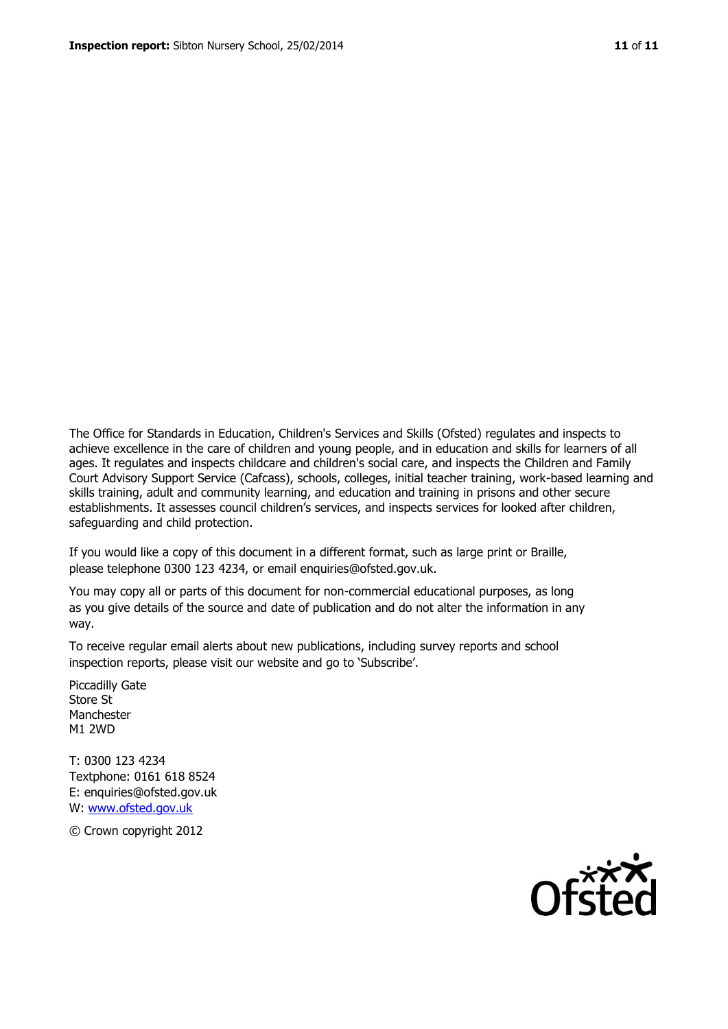The Office for Standards in Education, Children's Services and Skills (Ofsted) regulates and inspects to achieve excellence in the care of children and young people, and in education and skills for learners of all ages. It regulates and inspects childcare and children's social care, and inspects the Children and Family Court Advisory Support Service (Cafcass), schools, colleges, initial teacher training, work-based learning and skills training, adult and community learning, and education and training in prisons and other secure establishments. It assesses council children's services, and inspects services for looked after children, safeguarding and child protection.

If you would like a copy of this document in a different format, such as large print or Braille, please telephone 0300 123 4234, or email enquiries@ofsted.gov.uk.

You may copy all or parts of this document for non-commercial educational purposes, as long as you give details of the source and date of publication and do not alter the information in any way.

To receive regular email alerts about new publications, including survey reports and school inspection reports, please visit our website and go to 'Subscribe'.

Piccadilly Gate
Store St
Manchester
M1 2WD

T: 0300 123 4234
Textphone: 0161 618 8524
E: enquiries@ofsted.gov.uk
W: www.ofsted.gov.uk

© Crown copyright 2012

Ofsted